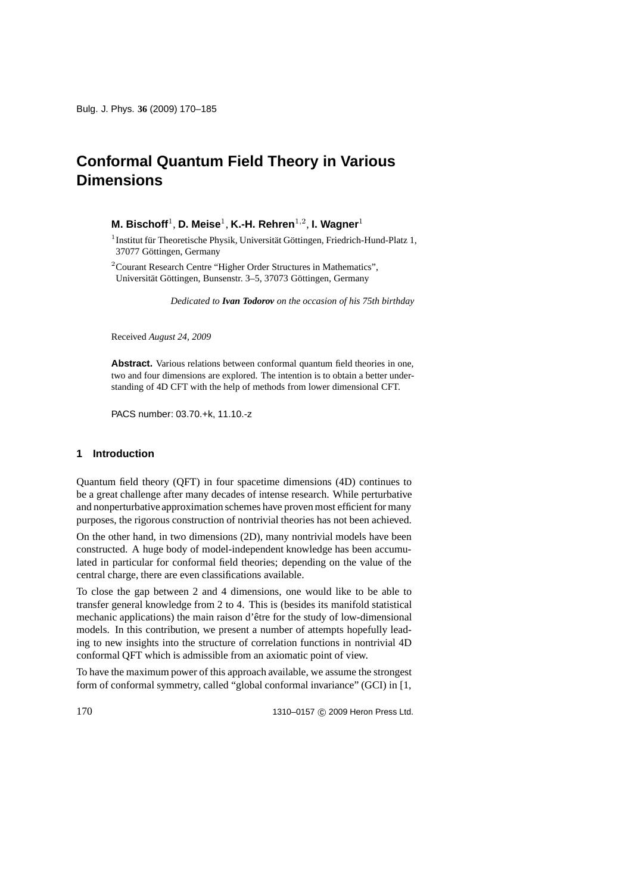# Conformal Quantum Field Theory in Various Dimensions

**M. Bischoff**[1], **D. Meise**[1], **K.-H. Rehren**[1,2], **I. Wagner**[1]

[1] Institut für Theoretische Physik, Universität Göttingen, Friedrich-Hund-Platz 1, 37077 Göttingen, Germany

[2] Courant Research Centre "Higher Order Structures in Mathematics", Universität Göttingen, Bunsenstr. 3–5, 37073 Göttingen, Germany

*Dedicated to **Ivan Todorov** on the occasion of his 75th birthday*

Received *August 24, 2009*

**Abstract.** Various relations between conformal quantum field theories in one, two and four dimensions are explored. The intention is to obtain a better understanding of 4D CFT with the help of methods from lower dimensional CFT.

PACS number: 03.70.+k, 11.10.-z

## 1 Introduction

Quantum field theory (QFT) in four spacetime dimensions (4D) continues to be a great challenge after many decades of intense research. While perturbative and nonperturbative approximation schemes have proven most efficient for many purposes, the rigorous construction of nontrivial theories has not been achieved.

On the other hand, in two dimensions (2D), many nontrivial models have been constructed. A huge body of model-independent knowledge has been accumulated in particular for conformal field theories; depending on the value of the central charge, there are even classifications available.

To close the gap between 2 and 4 dimensions, one would like to be able to transfer general knowledge from 2 to 4. This is (besides its manifold statistical mechanic applications) the main raison d'être for the study of low-dimensional models. In this contribution, we present a number of attempts hopefully leading to new insights into the structure of correlation functions in nontrivial 4D conformal QFT which is admissible from an axiomatic point of view.

To have the maximum power of this approach available, we assume the strongest form of conformal symmetry, called "global conformal invariance" (GCI) in [1,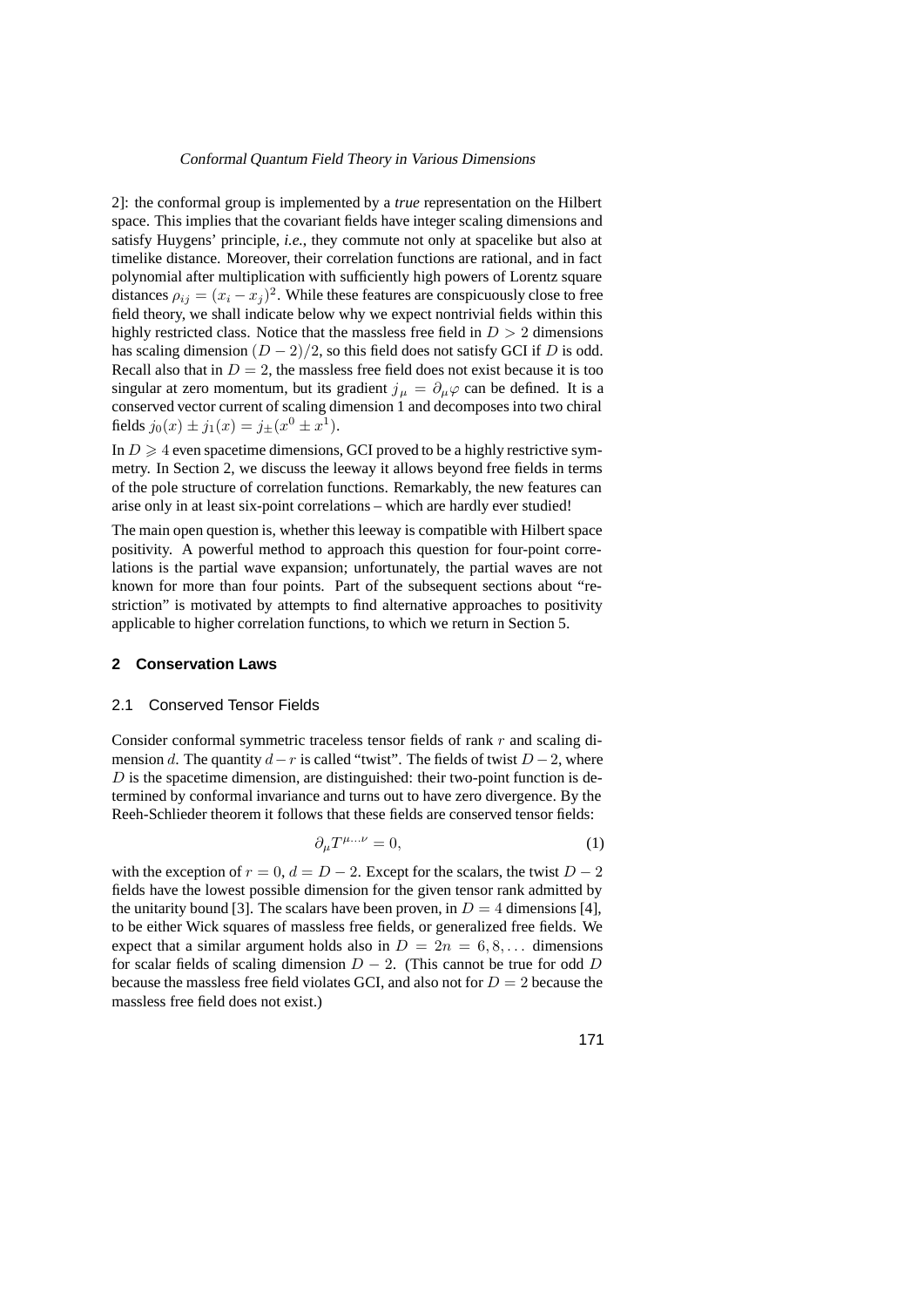2]: the conformal group is implemented by a *true* representation on the Hilbert space. This implies that the covariant fields have integer scaling dimensions and satisfy Huygens' principle, *i.e.*, they commute not only at spacelike but also at timelike distance. Moreover, their correlation functions are rational, and in fact polynomial after multiplication with sufficiently high powers of Lorentz square distances $\rho_{ij} = (x_i - x_j)^2$. While these features are conspicuously close to free field theory, we shall indicate below why we expect nontrivial fields within this highly restricted class. Notice that the massless free field in $D > 2$ dimensions has scaling dimension $(D-2)/2$, so this field does not satisfy GCI if $D$ is odd. Recall also that in $D = 2$, the massless free field does not exist because it is too singular at zero momentum, but its gradient $j_\mu = \partial_\mu \varphi$ can be defined. It is a conserved vector current of scaling dimension 1 and decomposes into two chiral fields $j_0(x) \pm j_1(x) = j_\pm(x^0 \pm x^1)$.

In $D \geqslant 4$ even spacetime dimensions, GCI proved to be a highly restrictive symmetry. In Section 2, we discuss the leeway it allows beyond free fields in terms of the pole structure of correlation functions. Remarkably, the new features can arise only in at least six-point correlations – which are hardly ever studied!

The main open question is, whether this leeway is compatible with Hilbert space positivity. A powerful method to approach this question for four-point correlations is the partial wave expansion; unfortunately, the partial waves are not known for more than four points. Part of the subsequent sections about "restriction" is motivated by attempts to find alternative approaches to positivity applicable to higher correlation functions, to which we return in Section 5.

## 2 Conservation Laws

### 2.1 Conserved Tensor Fields

Consider conformal symmetric traceless tensor fields of rank $r$ and scaling dimension $d$. The quantity $d - r$ is called "twist". The fields of twist $D - 2$, where $D$ is the spacetime dimension, are distinguished: their two-point function is determined by conformal invariance and turns out to have zero divergence. By the Reeh-Schlieder theorem it follows that these fields are conserved tensor fields:

$$\partial_\mu T^{\mu \dots \nu} = 0, \tag{1}$$

with the exception of $r = 0$, $d = D - 2$. Except for the scalars, the twist $D - 2$ fields have the lowest possible dimension for the given tensor rank admitted by the unitarity bound [3]. The scalars have been proven, in $D = 4$ dimensions [4], to be either Wick squares of massless free fields, or generalized free fields. We expect that a similar argument holds also in $D = 2n = 6, 8, \dots$ dimensions for scalar fields of scaling dimension $D - 2$. (This cannot be true for odd $D$ because the massless free field violates GCI, and also not for $D = 2$ because the massless free field does not exist.)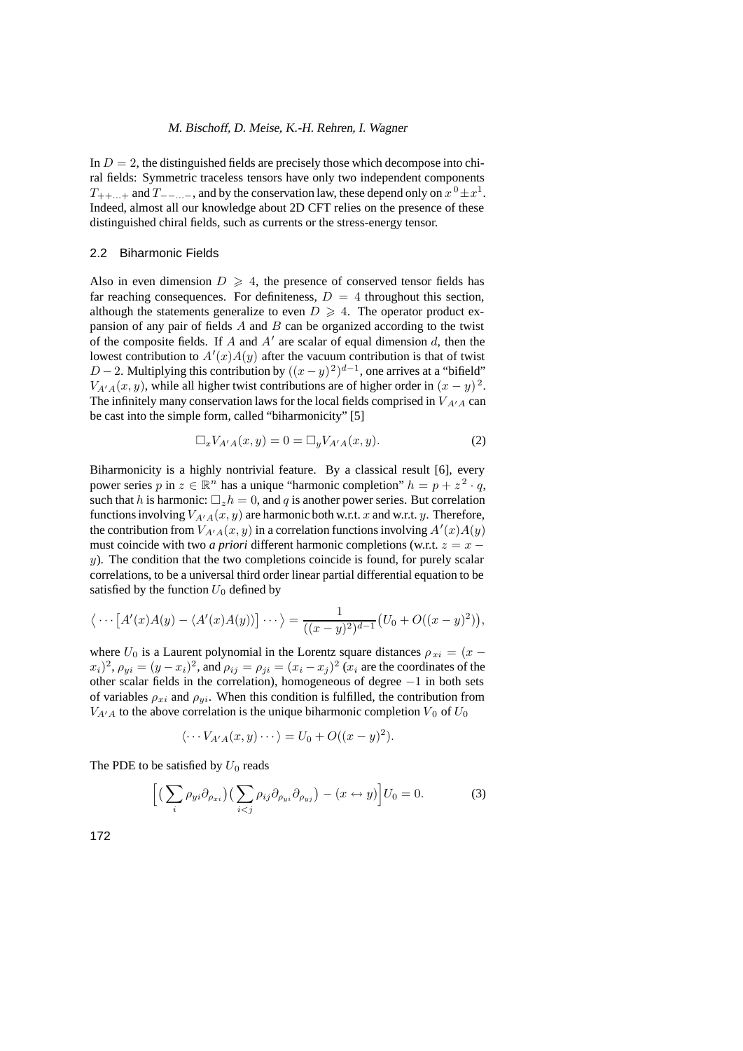In $D = 2$, the distinguished fields are precisely those which decompose into chiral fields: Symmetric traceless tensors have only two independent components $T_{++\ldots+}$ and $T_{--\ldots-}$, and by the conservation law, these depend only on $x^0 \pm x^1$. Indeed, almost all our knowledge about 2D CFT relies on the presence of these distinguished chiral fields, such as currents or the stress-energy tensor.

## 2.2 Biharmonic Fields

Also in even dimension $D \geqslant 4$, the presence of conserved tensor fields has far reaching consequences. For definiteness, $D = 4$ throughout this section, although the statements generalize to even $D \geqslant 4$. The operator product expansion of any pair of fields $A$ and $B$ can be organized according to the twist of the composite fields. If $A$ and $A'$ are scalar of equal dimension $d$, then the lowest contribution to $A'(x)A(y)$ after the vacuum contribution is that of twist $D-2$. Multiplying this contribution by $((x-y)^2)^{d-1}$, one arrives at a "bifield" $V_{A'A}(x,y)$, while all higher twist contributions are of higher order in $(x-y)^2$. The infinitely many conservation laws for the local fields comprised in $V_{A'A}$ can be cast into the simple form, called "biharmonicity" [5]

$$\Box_x V_{A'A}(x,y) = 0 = \Box_y V_{A'A}(x,y). \tag{2}$$

Biharmonicity is a highly nontrivial feature. By a classical result [6], every power series $p$ in $z \in \mathbb{R}^n$ has a unique "harmonic completion" $h = p + z^2 \cdot q$, such that $h$ is harmonic: $\Box_z h = 0$, and $q$ is another power series. But correlation functions involving $V_{A'A}(x,y)$ are harmonic both w.r.t. $x$ and w.r.t. $y$. Therefore, the contribution from $V_{A'A}(x,y)$ in a correlation functions involving $A'(x)A(y)$ must coincide with two *a priori* different harmonic completions (w.r.t. $z = x - y$). The condition that the two completions coincide is found, for purely scalar correlations, to be a universal third order linear partial differential equation to be satisfied by the function $U_0$ defined by

$$\big\langle \cdots \big[A'(x)A(y) - \langle A'(x)A(y)\rangle\big] \cdots \big\rangle = \frac{1}{((x-y)^2)^{d-1}}\big(U_0 + O((x-y)^2)\big),$$

where $U_0$ is a Laurent polynomial in the Lorentz square distances $\rho_{xi} = (x-x_i)^2$, $\rho_{yi} = (y-x_i)^2$, and $\rho_{ij} = \rho_{ji} = (x_i - x_j)^2$ ($x_i$ are the coordinates of the other scalar fields in the correlation), homogeneous of degree $-1$ in both sets of variables $\rho_{xi}$ and $\rho_{yi}$. When this condition is fulfilled, the contribution from $V_{A'A}$ to the above correlation is the unique biharmonic completion $V_0$ of $U_0$

$$\langle \cdots V_{A'A}(x,y) \cdots \rangle = U_0 + O((x-y)^2).$$

The PDE to be satisfied by $U_0$ reads

$$\Big[\big(\sum_i \rho_{yi}\partial_{\rho_{xi}}\big)\big(\sum_{i<j} \rho_{ij}\partial_{\rho_{yi}}\partial_{\rho_{yj}}\big) - (x \leftrightarrow y)\Big]U_0 = 0. \tag{3}$$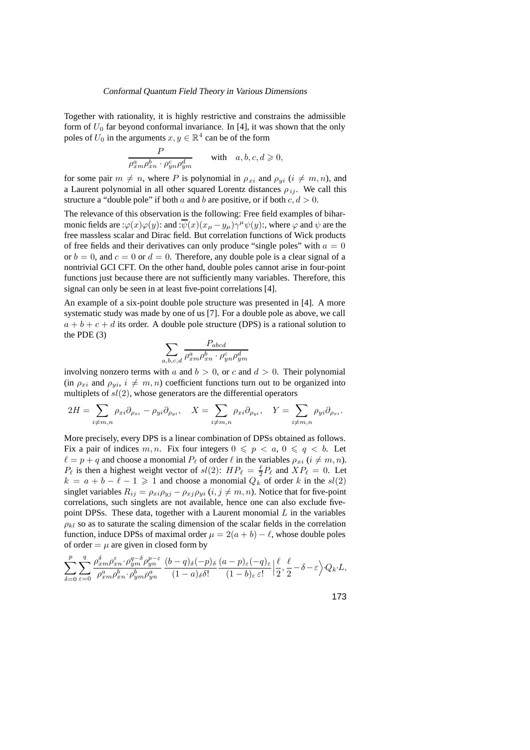Together with rationality, it is highly restrictive and constrains the admissible form of $U_0$ far beyond conformal invariance. In [4], it was shown that the only poles of $U_0$ in the arguments $x, y \in \mathbb{R}^4$ can be of the form

$$\frac{P}{\rho_{xm}^a \rho_{xn}^b \cdot \rho_{yn}^c \rho_{ym}^d} \qquad \text{with} \quad a, b, c, d \geqslant 0,$$

for some pair $m \neq n$, where $P$ is polynomial in $\rho_{xi}$ and $\rho_{yi}$ ($i \neq m, n$), and a Laurent polynomial in all other squared Lorentz distances $\rho_{ij}$. We call this structure a "double pole" if both $a$ and $b$ are positive, or if both $c, d > 0$.

The relevance of this observation is the following: Free field examples of biharmonic fields are $:\varphi(x)\varphi(y):$ and $:\overline{\psi}(x)(x_\mu - y_\mu)\gamma^\mu\psi(y):$, where $\varphi$ and $\psi$ are the free massless scalar and Dirac field. But correlation functions of Wick products of free fields and their derivatives can only produce "single poles" with $a = 0$ or $b = 0$, and $c = 0$ or $d = 0$. Therefore, any double pole is a clear signal of a nontrivial GCI CFT. On the other hand, double poles cannot arise in four-point functions just because there are not sufficiently many variables. Therefore, this signal can only be seen in at least five-point correlations [4].

An example of a six-point double pole structure was presented in [4]. A more systematic study was made by one of us [7]. For a double pole as above, we call $a + b + c + d$ its order. A double pole structure (DPS) is a rational solution to the PDE (3)

$$\sum_{a,b,c,d} \frac{P_{abcd}}{\rho_{xm}^a \rho_{xn}^b \cdot \rho_{yn}^c \rho_{ym}^d}$$

involving nonzero terms with $a$ and $b > 0$, or $c$ and $d > 0$. Their polynomial (in $\rho_{xi}$ and $\rho_{yi}$, $i \neq m, n$) coefficient functions turn out to be organized into multiplets of $sl(2)$, whose generators are the differential operators

$$2H = \sum_{i \neq m,n} \rho_{xi}\partial_{\rho_{xi}} - \rho_{yi}\partial_{\rho_{yi}}, \quad X = \sum_{i \neq m,n} \rho_{xi}\partial_{\rho_{yi}}, \quad Y = \sum_{i \neq m,n} \rho_{yi}\partial_{\rho_{xi}}.$$

More precisely, every DPS is a linear combination of DPSs obtained as follows. Fix a pair of indices $m, n$. Fix four integers $0 \leqslant p < a$, $0 \leqslant q < b$. Let $\ell = p + q$ and choose a monomial $P_\ell$ of order $\ell$ in the variables $\rho_{xi}$ ($i \neq m, n$). $P_\ell$ is then a highest weight vector of $sl(2)$: $HP_\ell = \frac{\ell}{2}P_\ell$ and $XP_\ell = 0$. Let $k = a + b - \ell - 1 \geqslant 1$ and choose a monomial $Q_k$ of order $k$ in the $sl(2)$ singlet variables $R_{ij} = \rho_{xi}\rho_{yj} - \rho_{xj}\rho_{yi}$ ($i, j \neq m, n$). Notice that for five-point correlations, such singlets are not available, hence one can also exclude five-point DPSs. These data, together with a Laurent monomial $L$ in the variables $\rho_{kl}$ so as to saturate the scaling dimension of the scalar fields in the correlation function, induce DPSs of maximal order $\mu = 2(a + b) - \ell$, whose double poles of order $= \mu$ are given in closed form by

$$\sum_{\delta=0}^{p}\sum_{\varepsilon=0}^{q} \frac{\rho_{xm}^\delta \rho_{xn}^\varepsilon \cdot \rho_{ym}^{q-\delta} \rho_{yn}^{p-\varepsilon}}{\rho_{xm}^a \rho_{xn}^b \cdot \rho_{ym}^b \rho_{yn}^a} \, \frac{(b-q)_\delta (-p)_\delta}{(1-a)_\delta \delta!} \, \frac{(a-p)_\varepsilon (-q)_\varepsilon}{(1-b)_\varepsilon \, \varepsilon!} \Big| \frac{\ell}{2}, \frac{\ell}{2} - \delta - \varepsilon \Big\rangle \cdot Q_k \cdot L,$$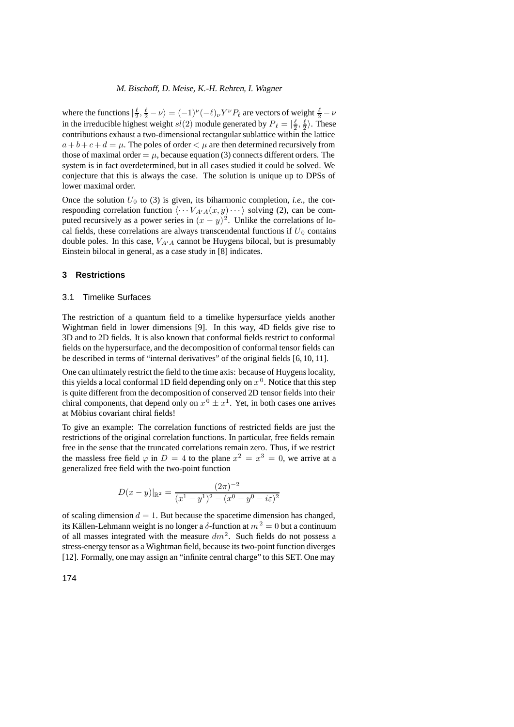where the functions $|\frac{\ell}{2}, \frac{\ell}{2} - \nu\rangle = (-1)^\nu (-\ell)_\nu Y^\nu P_\ell$ are vectors of weight $\frac{\ell}{2} - \nu$ in the irreducible highest weight $sl(2)$ module generated by $P_\ell = |\frac{\ell}{2}, \frac{\ell}{2}\rangle$. These contributions exhaust a two-dimensional rectangular sublattice within the lattice $a+b+c+d = \mu$. The poles of order $< \mu$ are then determined recursively from those of maximal order $= \mu$, because equation (3) connects different orders. The system is in fact overdetermined, but in all cases studied it could be solved. We conjecture that this is always the case. The solution is unique up to DPSs of lower maximal order.

Once the solution $U_0$ to (3) is given, its biharmonic completion, *i.e.*, the corresponding correlation function $\langle \cdots V_{A'A}(x,y) \cdots \rangle$ solving (2), can be computed recursively as a power series in $(x-y)^2$. Unlike the correlations of local fields, these correlations are always transcendental functions if $U_0$ contains double poles. In this case, $V_{A'A}$ cannot be Huygens bilocal, but is presumably Einstein bilocal in general, as a case study in [8] indicates.

## 3 Restrictions

### 3.1 Timelike Surfaces

The restriction of a quantum field to a timelike hypersurface yields another Wightman field in lower dimensions [9]. In this way, 4D fields give rise to 3D and to 2D fields. It is also known that conformal fields restrict to conformal fields on the hypersurface, and the decomposition of conformal tensor fields can be described in terms of "internal derivatives" of the original fields [6, 10, 11].

One can ultimately restrict the field to the time axis: because of Huygens locality, this yields a local conformal 1D field depending only on $x^0$. Notice that this step is quite different from the decomposition of conserved 2D tensor fields into their chiral components, that depend only on $x^0 \pm x^1$. Yet, in both cases one arrives at Möbius covariant chiral fields!

To give an example: The correlation functions of restricted fields are just the restrictions of the original correlation functions. In particular, free fields remain free in the sense that the truncated correlations remain zero. Thus, if we restrict the massless free field $\varphi$ in $D = 4$ to the plane $x^2 = x^3 = 0$, we arrive at a generalized free field with the two-point function

$$D(x-y)|_{\mathbb{R}^2} = \frac{(2\pi)^{-2}}{(x^1-y^1)^2 - (x^0-y^0-i\varepsilon)^2}$$

of scaling dimension $d = 1$. But because the spacetime dimension has changed, its Källen-Lehmann weight is no longer a $\delta$-function at $m^2 = 0$ but a continuum of all masses integrated with the measure $dm^2$. Such fields do not possess a stress-energy tensor as a Wightman field, because its two-point function diverges [12]. Formally, one may assign an "infinite central charge" to this SET. One may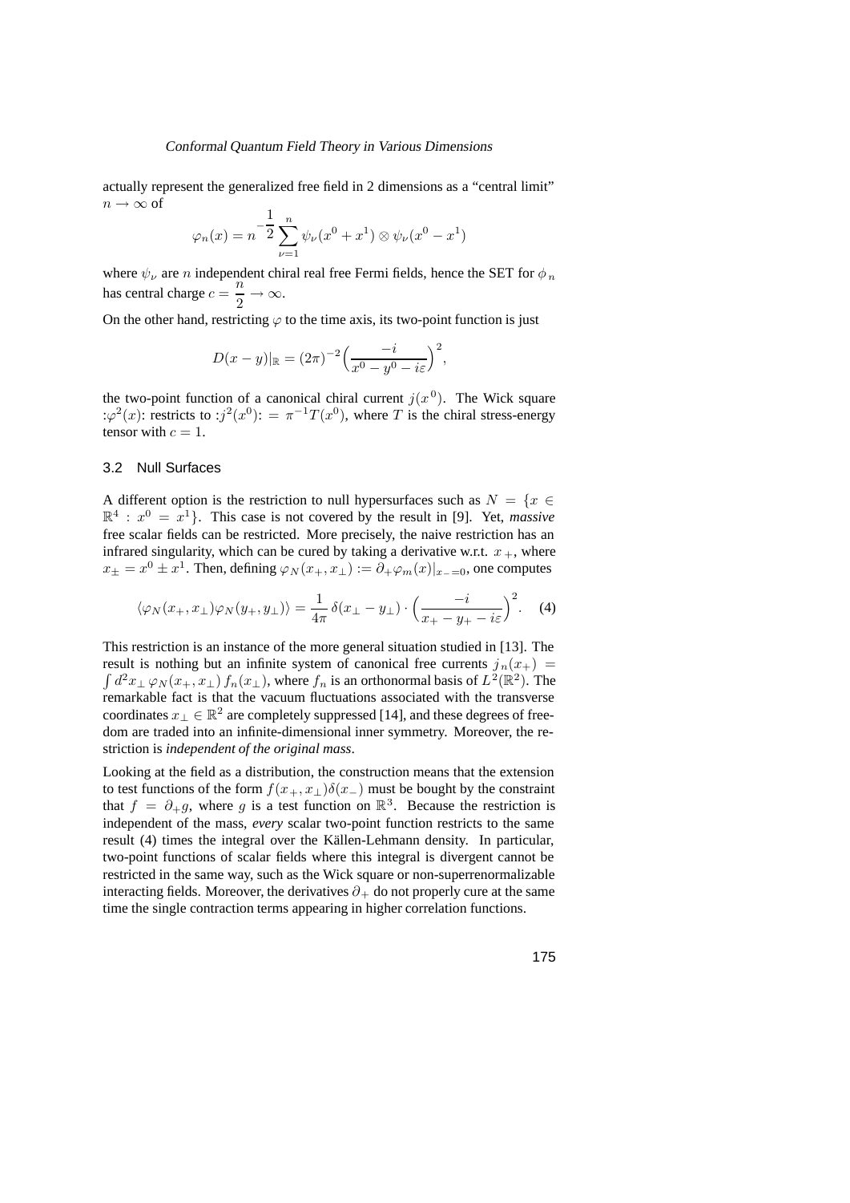actually represent the generalized free field in 2 dimensions as a "central limit" $n \to \infty$ of

$$\varphi_n(x) = n^{-\frac{1}{2}} \sum_{\nu=1}^{n} \psi_\nu(x^0 + x^1) \otimes \psi_\nu(x^0 - x^1)$$

where $\psi_\nu$ are $n$ independent chiral real free Fermi fields, hence the SET for $\phi_n$ has central charge $c = \frac{n}{2} \to \infty$.

On the other hand, restricting $\varphi$ to the time axis, its two-point function is just

$$D(x-y)|_{\mathbb{R}} = (2\pi)^{-2} \Big( \frac{-i}{x^0 - y^0 - i\varepsilon} \Big)^2,$$

the two-point function of a canonical chiral current $j(x^0)$. The Wick square $:\varphi^2(x):$ restricts to $:j^2(x^0): = \pi^{-1} T(x^0)$, where $T$ is the chiral stress-energy tensor with $c = 1$.

### 3.2 Null Surfaces

A different option is the restriction to null hypersurfaces such as $N = \{x \in \mathbb{R}^4 : x^0 = x^1\}$. This case is not covered by the result in [9]. Yet, *massive* free scalar fields can be restricted. More precisely, the naive restriction has an infrared singularity, which can be cured by taking a derivative w.r.t. $x_+$, where $x_\pm = x^0 \pm x^1$. Then, defining $\varphi_N(x_+, x_\perp) := \partial_+ \varphi_m(x)|_{x_-=0}$, one computes

$$\langle \varphi_N(x_+, x_\perp) \varphi_N(y_+, y_\perp) \rangle = \frac{1}{4\pi} \, \delta(x_\perp - y_\perp) \cdot \Big( \frac{-i}{x_+ - y_+ - i\varepsilon} \Big)^2. \quad (4)$$

This restriction is an instance of the more general situation studied in [13]. The result is nothing but an infinite system of canonical free currents $j_n(x_+) = \int d^2 x_\perp \, \varphi_N(x_+, x_\perp) \, f_n(x_\perp)$, where $f_n$ is an orthonormal basis of $L^2(\mathbb{R}^2)$. The remarkable fact is that the vacuum fluctuations associated with the transverse coordinates $x_\perp \in \mathbb{R}^2$ are completely suppressed [14], and these degrees of freedom are traded into an infinite-dimensional inner symmetry. Moreover, the restriction is *independent of the original mass*.

Looking at the field as a distribution, the construction means that the extension to test functions of the form $f(x_+, x_\perp)\delta(x_-)$ must be bought by the constraint that $f = \partial_+ g$, where $g$ is a test function on $\mathbb{R}^3$. Because the restriction is independent of the mass, *every* scalar two-point function restricts to the same result (4) times the integral over the Källen-Lehmann density. In particular, two-point functions of scalar fields where this integral is divergent cannot be restricted in the same way, such as the Wick square or non-superrenormalizable interacting fields. Moreover, the derivatives $\partial_+$ do not properly cure at the same time the single contraction terms appearing in higher correlation functions.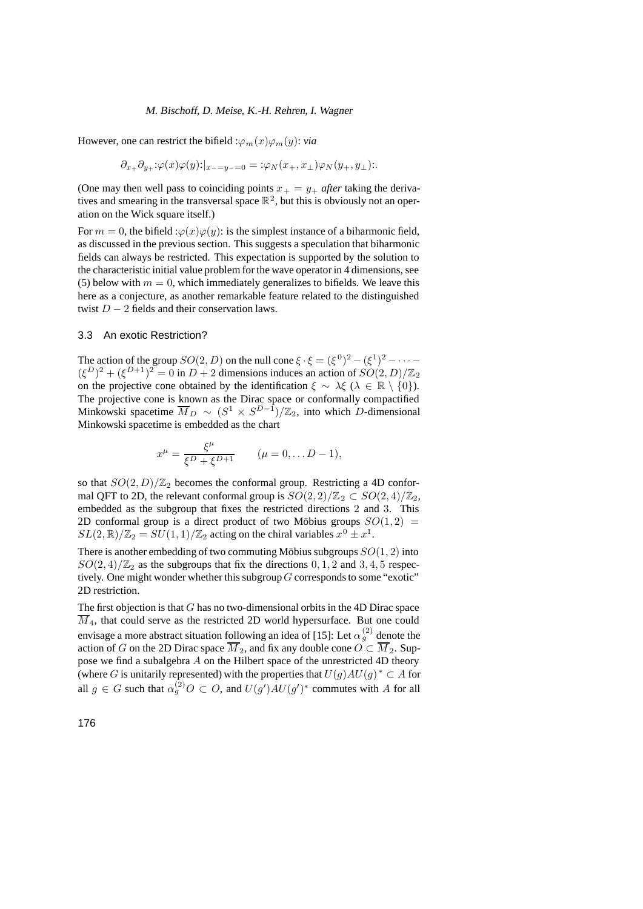However, one can restrict the bifield $:\varphi_m(x)\varphi_m(y):$ *via*

$$\partial_{x_+}\partial_{y_+} :\varphi(x)\varphi(y):|_{x_-=y_-=0} = :\varphi_N(x_+, x_\perp)\varphi_N(y_+, y_\perp):.$$

(One may then well pass to coinciding points $x_+ = y_+$ *after* taking the derivatives and smearing in the transversal space $\mathbb{R}^2$, but this is obviously not an operation on the Wick square itself.)

For $m = 0$, the bifield $:\varphi(x)\varphi(y):$ is the simplest instance of a biharmonic field, as discussed in the previous section. This suggests a speculation that biharmonic fields can always be restricted. This expectation is supported by the solution to the characteristic initial value problem for the wave operator in 4 dimensions, see (5) below with $m = 0$, which immediately generalizes to bifields. We leave this here as a conjecture, as another remarkable feature related to the distinguished twist $D - 2$ fields and their conservation laws.

### 3.3 An exotic Restriction?

The action of the group $SO(2, D)$ on the null cone $\xi \cdot \xi = (\xi^0)^2 - (\xi^1)^2 - \cdots - (\xi^D)^2 + (\xi^{D+1})^2 = 0$ in $D + 2$ dimensions induces an action of $SO(2, D)/\mathbb{Z}_2$ on the projective cone obtained by the identification $\xi \sim \lambda\xi$ ($\lambda \in \mathbb{R} \setminus \{0\}$). The projective cone is known as the Dirac space or conformally compactified Minkowski spacetime $\overline{M}_D \sim (S^1 \times S^{D-1})/\mathbb{Z}_2$, into which $D$-dimensional Minkowski spacetime is embedded as the chart

$$x^\mu = \frac{\xi^\mu}{\xi^D + \xi^{D+1}} \qquad (\mu = 0, \ldots D - 1),$$

so that $SO(2, D)/\mathbb{Z}_2$ becomes the conformal group. Restricting a 4D conformal QFT to 2D, the relevant conformal group is $SO(2, 2)/\mathbb{Z}_2 \subset SO(2, 4)/\mathbb{Z}_2$, embedded as the subgroup that fixes the restricted directions 2 and 3. This 2D conformal group is a direct product of two Möbius groups $SO(1, 2) = SL(2, \mathbb{R})/\mathbb{Z}_2 = SU(1, 1)/\mathbb{Z}_2$ acting on the chiral variables $x^0 \pm x^1$.

There is another embedding of two commuting Möbius subgroups $SO(1, 2)$ into $SO(2, 4)/\mathbb{Z}_2$ as the subgroups that fix the directions $0, 1, 2$ and $3, 4, 5$ respectively. One might wonder whether this subgroup $G$ corresponds to some "exotic" 2D restriction.

The first objection is that $G$ has no two-dimensional orbits in the 4D Dirac space $\overline{M}_4$, that could serve as the restricted 2D world hypersurface. But one could envisage a more abstract situation following an idea of [15]: Let $\alpha^{(2)}_g$ denote the action of $G$ on the 2D Dirac space $\overline{M}_2$, and fix any double cone $O \subset \overline{M}_2$. Suppose we find a subalgebra $A$ on the Hilbert space of the unrestricted 4D theory (where $G$ is unitarily represented) with the properties that $U(g)AU(g)^* \subset A$ for all $g \in G$ such that $\alpha^{(2)}_g O \subset O$, and $U(g')AU(g')^*$ commutes with $A$ for all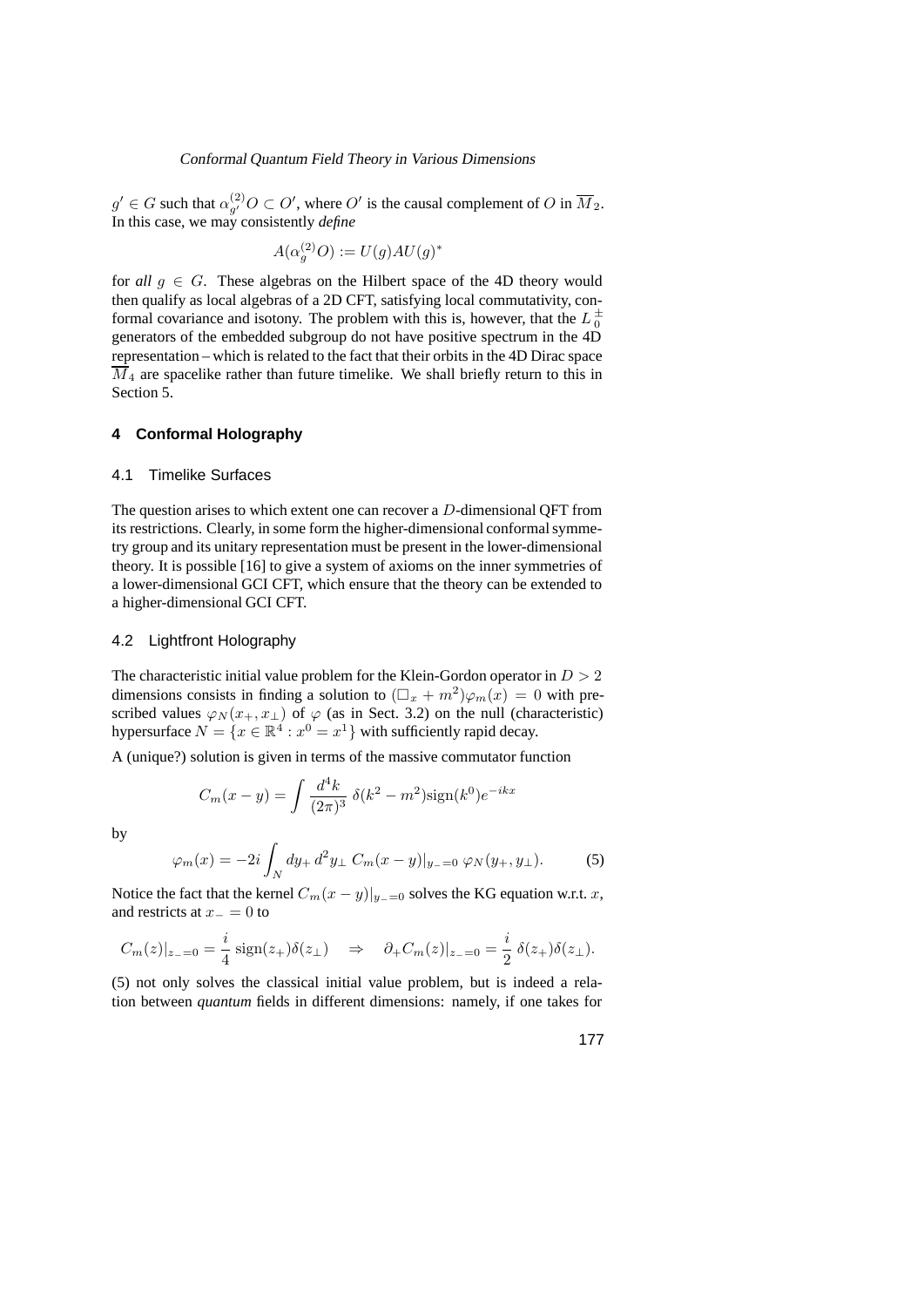$g' \in G$ such that $\alpha^{(2)}_{g'} O \subset O'$, where $O'$ is the causal complement of $O$ in $\overline{M}_2$. In this case, we may consistently *define*

$$A(\alpha^{(2)}_g O) := U(g) A U(g)^*$$

for *all* $g \in G$. These algebras on the Hilbert space of the 4D theory would then qualify as local algebras of a 2D CFT, satisfying local commutativity, conformal covariance and isotony. The problem with this is, however, that the $L^{\pm}_0$ generators of the embedded subgroup do not have positive spectrum in the 4D representation – which is related to the fact that their orbits in the 4D Dirac space $\overline{M}_4$ are spacelike rather than future timelike. We shall briefly return to this in Section 5.

## 4 Conformal Holography

### 4.1 Timelike Surfaces

The question arises to which extent one can recover a $D$-dimensional QFT from its restrictions. Clearly, in some form the higher-dimensional conformal symmetry group and its unitary representation must be present in the lower-dimensional theory. It is possible [16] to give a system of axioms on the inner symmetries of a lower-dimensional GCI CFT, which ensure that the theory can be extended to a higher-dimensional GCI CFT.

### 4.2 Lightfront Holography

The characteristic initial value problem for the Klein-Gordon operator in $D > 2$ dimensions consists in finding a solution to $(\Box_x + m^2)\varphi_m(x) = 0$ with prescribed values $\varphi_N(x_+, x_\perp)$ of $\varphi$ (as in Sect. 3.2) on the null (characteristic) hypersurface $N = \{x \in \mathbb{R}^4 : x^0 = x^1\}$ with sufficiently rapid decay.

A (unique?) solution is given in terms of the massive commutator function

$$C_m(x-y) = \int \frac{d^4k}{(2\pi)^3}\, \delta(k^2 - m^2)\mathrm{sign}(k^0) e^{-ikx}$$

by

$$\varphi_m(x) = -2i \int_N dy_+\, d^2y_\perp\; C_m(x-y)|_{y_-=0}\; \varphi_N(y_+, y_\perp). \tag{5}$$

Notice the fact that the kernel $C_m(x-y)|_{y_-=0}$ solves the KG equation w.r.t. $x$, and restricts at $x_- = 0$ to

$$C_m(z)|_{z_-=0} = \frac{i}{4}\,\mathrm{sign}(z_+)\delta(z_\perp) \quad \Rightarrow \quad \partial_+ C_m(z)|_{z_-=0} = \frac{i}{2}\,\delta(z_+)\delta(z_\perp).$$

(5) not only solves the classical initial value problem, but is indeed a relation between *quantum* fields in different dimensions: namely, if one takes for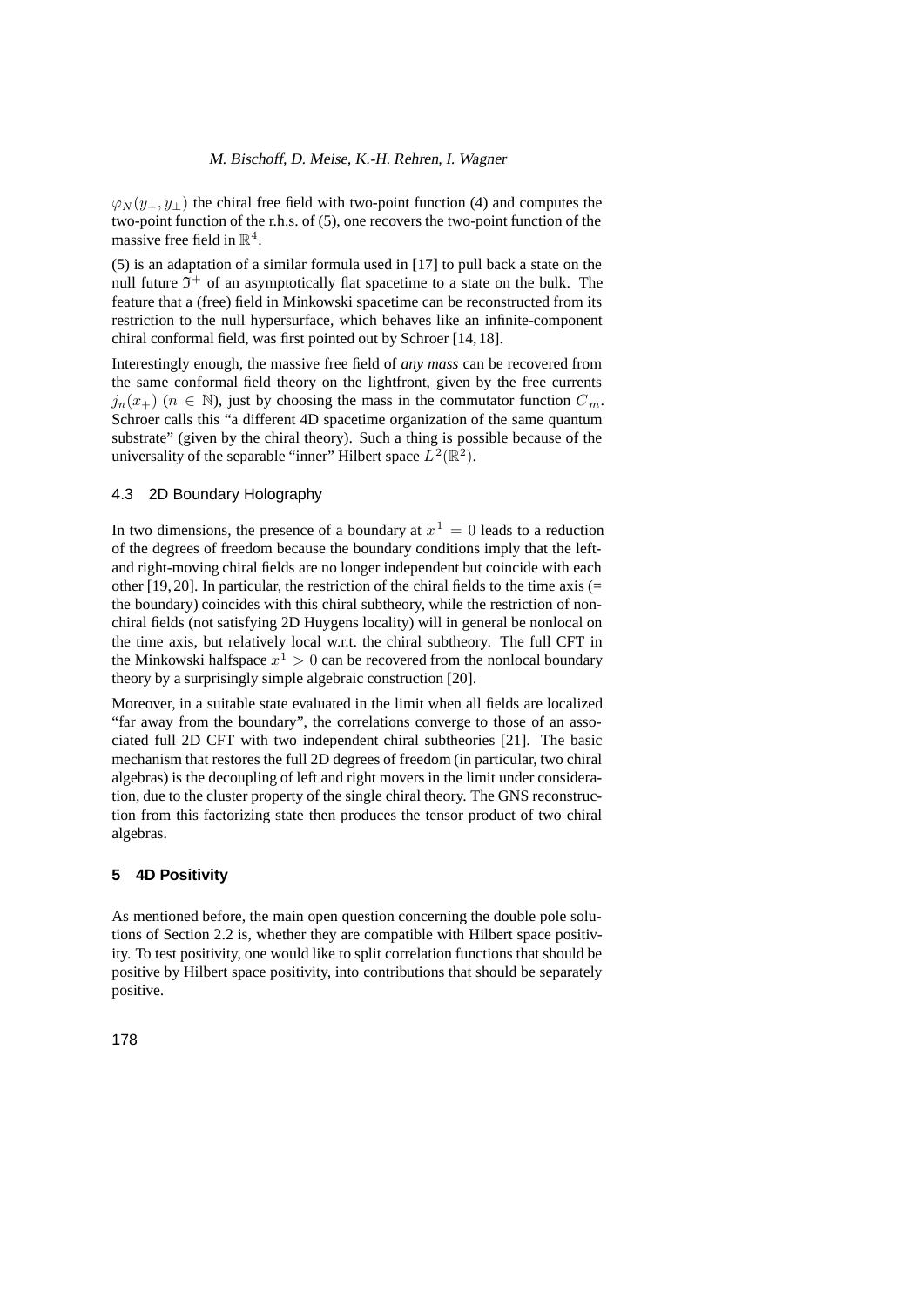$\varphi_N(y_+, y_\perp)$ the chiral free field with two-point function (4) and computes the two-point function of the r.h.s. of (5), one recovers the two-point function of the massive free field in $\mathbb{R}^4$.

(5) is an adaptation of a similar formula used in [17] to pull back a state on the null future $\mathfrak{I}^+$ of an asymptotically flat spacetime to a state on the bulk. The feature that a (free) field in Minkowski spacetime can be reconstructed from its restriction to the null hypersurface, which behaves like an infinite-component chiral conformal field, was first pointed out by Schroer [14, 18].

Interestingly enough, the massive free field of *any mass* can be recovered from the same conformal field theory on the lightfront, given by the free currents $j_n(x_+)$ ($n \in \mathbb{N}$), just by choosing the mass in the commutator function $C_m$. Schroer calls this "a different 4D spacetime organization of the same quantum substrate" (given by the chiral theory). Such a thing is possible because of the universality of the separable "inner" Hilbert space $L^2(\mathbb{R}^2)$.

### 4.3 2D Boundary Holography

In two dimensions, the presence of a boundary at $x^1 = 0$ leads to a reduction of the degrees of freedom because the boundary conditions imply that the left- and right-moving chiral fields are no longer independent but coincide with each other [19, 20]. In particular, the restriction of the chiral fields to the time axis (= the boundary) coincides with this chiral subtheory, while the restriction of non-chiral fields (not satisfying 2D Huygens locality) will in general be nonlocal on the time axis, but relatively local w.r.t. the chiral subtheory. The full CFT in the Minkowski halfspace $x^1 > 0$ can be recovered from the nonlocal boundary theory by a surprisingly simple algebraic construction [20].

Moreover, in a suitable state evaluated in the limit when all fields are localized "far away from the boundary", the correlations converge to those of an associated full 2D CFT with two independent chiral subtheories [21]. The basic mechanism that restores the full 2D degrees of freedom (in particular, two chiral algebras) is the decoupling of left and right movers in the limit under consideration, due to the cluster property of the single chiral theory. The GNS reconstruction from this factorizing state then produces the tensor product of two chiral algebras.

## 5 4D Positivity

As mentioned before, the main open question concerning the double pole solutions of Section 2.2 is, whether they are compatible with Hilbert space positivity. To test positivity, one would like to split correlation functions that should be positive by Hilbert space positivity, into contributions that should be separately positive.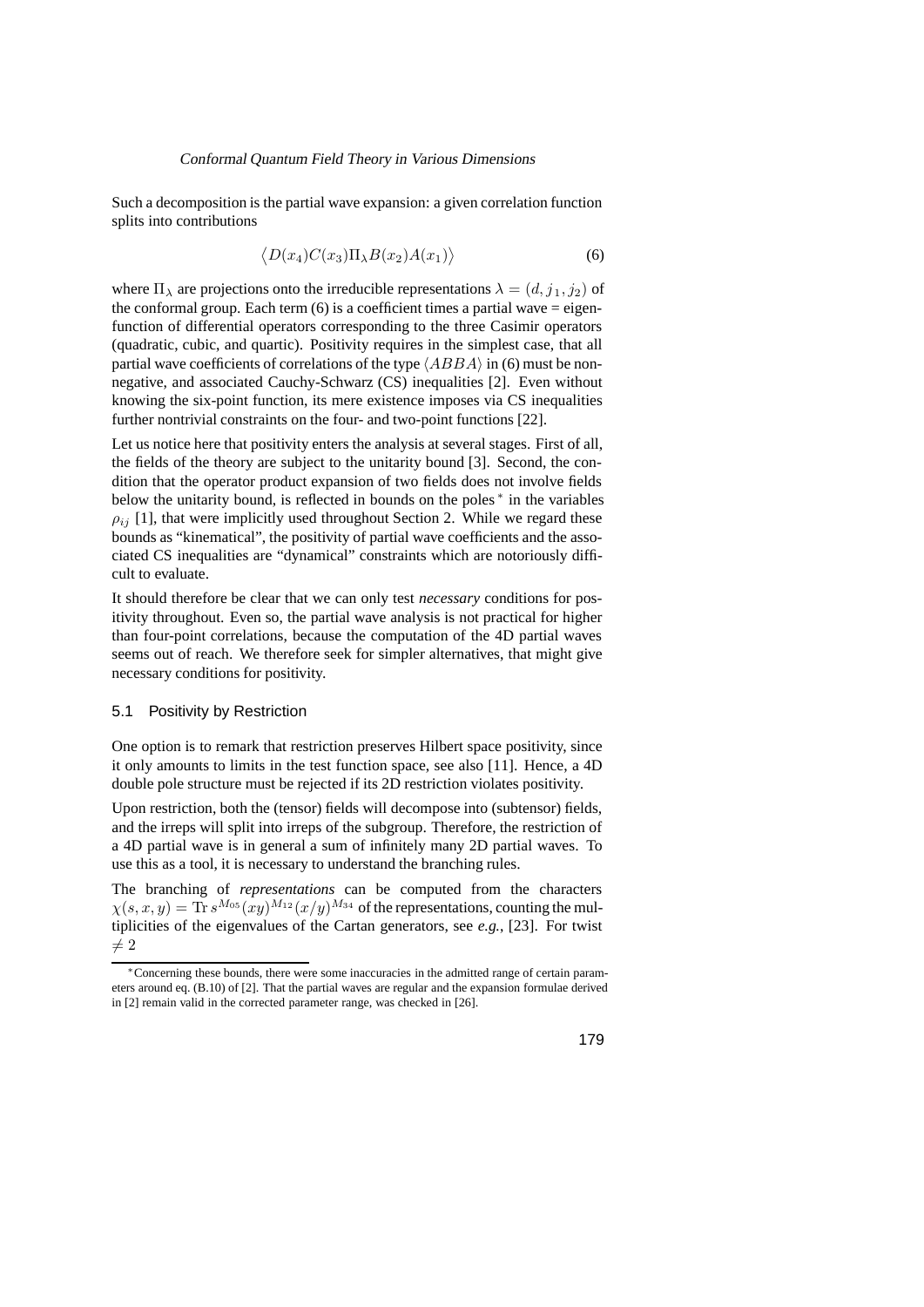Such a decomposition is the partial wave expansion: a given correlation function splits into contributions

$$\big\langle D(x_4)C(x_3)\Pi_\lambda B(x_2)A(x_1)\big\rangle \tag{6}$$

where $\Pi_\lambda$ are projections onto the irreducible representations $\lambda = (d, j_1, j_2)$ of the conformal group. Each term (6) is a coefficient times a partial wave = eigenfunction of differential operators corresponding to the three Casimir operators (quadratic, cubic, and quartic). Positivity requires in the simplest case, that all partial wave coefficients of correlations of the type $\langle ABBA\rangle$ in (6) must be non-negative, and associated Cauchy-Schwarz (CS) inequalities [2]. Even without knowing the six-point function, its mere existence imposes via CS inequalities further nontrivial constraints on the four- and two-point functions [22].

Let us notice here that positivity enters the analysis at several stages. First of all, the fields of the theory are subject to the unitarity bound [3]. Second, the condition that the operator product expansion of two fields does not involve fields below the unitarity bound, is reflected in bounds on the poles * in the variables $\rho_{ij}$ [1], that were implicitly used throughout Section 2. While we regard these bounds as "kinematical", the positivity of partial wave coefficients and the associated CS inequalities are "dynamical" constraints which are notoriously difficult to evaluate.

It should therefore be clear that we can only test *necessary* conditions for positivity throughout. Even so, the partial wave analysis is not practical for higher than four-point correlations, because the computation of the 4D partial waves seems out of reach. We therefore seek for simpler alternatives, that might give necessary conditions for positivity.

### 5.1 Positivity by Restriction

One option is to remark that restriction preserves Hilbert space positivity, since it only amounts to limits in the test function space, see also [11]. Hence, a 4D double pole structure must be rejected if its 2D restriction violates positivity.

Upon restriction, both the (tensor) fields will decompose into (subtensor) fields, and the irreps will split into irreps of the subgroup. Therefore, the restriction of a 4D partial wave is in general a sum of infinitely many 2D partial waves. To use this as a tool, it is necessary to understand the branching rules.

The branching of *representations* can be computed from the characters $\chi(s, x, y) = \mathrm{Tr}\, s^{M_{05}}(xy)^{M_{12}}(x/y)^{M_{34}}$ of the representations, counting the multiplicities of the eigenvalues of the Cartan generators, see *e.g.*, [23]. For twist $\neq 2$

---

* Concerning these bounds, there were some inaccuracies in the admitted range of certain parameters around eq. (B.10) of [2]. That the partial waves are regular and the expansion formulae derived in [2] remain valid in the corrected parameter range, was checked in [26].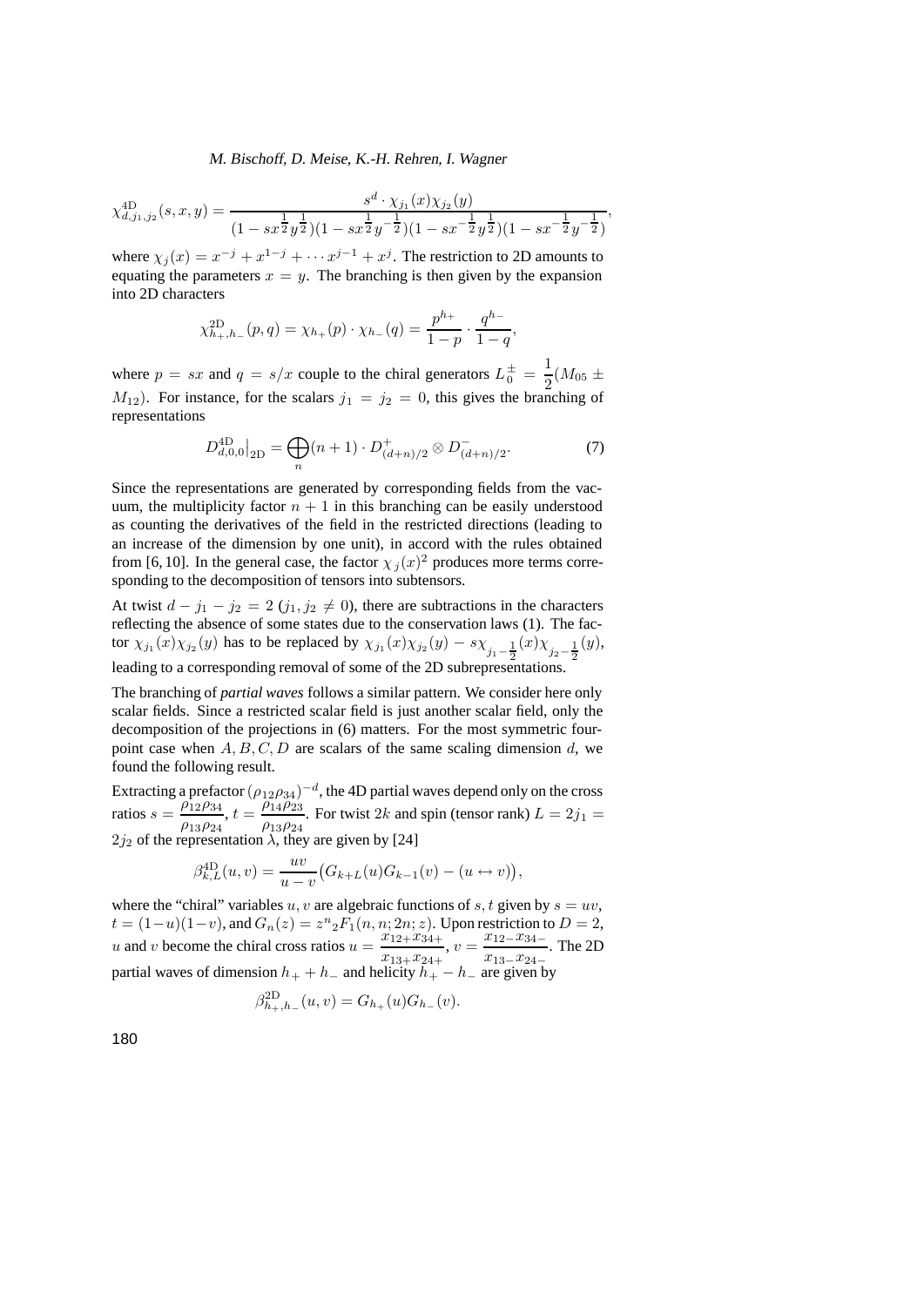$$\chi^{4\mathrm{D}}_{d,j_1,j_2}(s,x,y) = \frac{s^d \cdot \chi_{j_1}(x)\chi_{j_2}(y)}{(1-sx^{\frac12}y^{\frac12})(1-sx^{\frac12}y^{-\frac12})(1-sx^{-\frac12}y^{\frac12})(1-sx^{-\frac12}y^{-\frac12})},$$

where $\chi_j(x) = x^{-j} + x^{1-j} + \cdots x^{j-1} + x^j$. The restriction to 2D amounts to equating the parameters $x = y$. The branching is then given by the expansion into 2D characters

$$\chi^{2\mathrm{D}}_{h_+,h_-}(p,q) = \chi_{h_+}(p)\cdot\chi_{h_-}(q) = \frac{p^{h_+}}{1-p}\cdot\frac{q^{h_-}}{1-q},$$

where $p = sx$ and $q = s/x$ couple to the chiral generators $L^\pm_0 = \frac12(M_{05} \pm M_{12})$. For instance, for the scalars $j_1 = j_2 = 0$, this gives the branching of representations

$$D^{4\mathrm{D}}_{d,0,0}\big|_{2\mathrm{D}} = \bigoplus_n (n+1)\cdot D^+_{(d+n)/2} \otimes D^-_{(d+n)/2}. \tag{7}$$

Since the representations are generated by corresponding fields from the vacuum, the multiplicity factor $n+1$ in this branching can be easily understood as counting the derivatives of the field in the restricted directions (leading to an increase of the dimension by one unit), in accord with the rules obtained from [6, 10]. In the general case, the factor $\chi_j(x)^2$ produces more terms corresponding to the decomposition of tensors into subtensors.

At twist $d - j_1 - j_2 = 2$ ($j_1, j_2 \neq 0$), there are subtractions in the characters reflecting the absence of some states due to the conservation laws (1). The factor $\chi_{j_1}(x)\chi_{j_2}(y)$ has to be replaced by $\chi_{j_1}(x)\chi_{j_2}(y) - s\chi_{j_1-\frac12}(x)\chi_{j_2-\frac12}(y)$, leading to a corresponding removal of some of the 2D subrepresentations.

The branching of *partial waves* follows a similar pattern. We consider here only scalar fields. Since a restricted scalar field is just another scalar field, only the decomposition of the projections in (6) matters. For the most symmetric four-point case when $A, B, C, D$ are scalars of the same scaling dimension $d$, we found the following result.

Extracting a prefactor $(\rho_{12}\rho_{34})^{-d}$, the 4D partial waves depend only on the cross ratios $s = \frac{\rho_{12}\rho_{34}}{\rho_{13}\rho_{24}}$, $t = \frac{\rho_{14}\rho_{23}}{\rho_{13}\rho_{24}}$. For twist $2k$ and spin (tensor rank) $L = 2j_1 = 2j_2$ of the representation $\lambda$, they are given by [24]

$$\beta^{4\mathrm{D}}_{k,L}(u,v) = \frac{uv}{u-v}\big(G_{k+L}(u)G_{k-1}(v) - (u \leftrightarrow v)\big),$$

where the "chiral" variables $u, v$ are algebraic functions of $s, t$ given by $s = uv$, $t = (1-u)(1-v)$, and $G_n(z) = z^n {}_2F_1(n, n; 2n; z)$. Upon restriction to $D = 2$, $u$ and $v$ become the chiral cross ratios $u = \frac{x_{12+}x_{34+}}{x_{13+}x_{24+}}$, $v = \frac{x_{12-}x_{34-}}{x_{13-}x_{24-}}$. The 2D partial waves of dimension $h_+ + h_-$ and helicity $h_+ - h_-$ are given by

$$\beta^{2\mathrm{D}}_{h_+,h_-}(u,v) = G_{h_+}(u)G_{h_-}(v).$$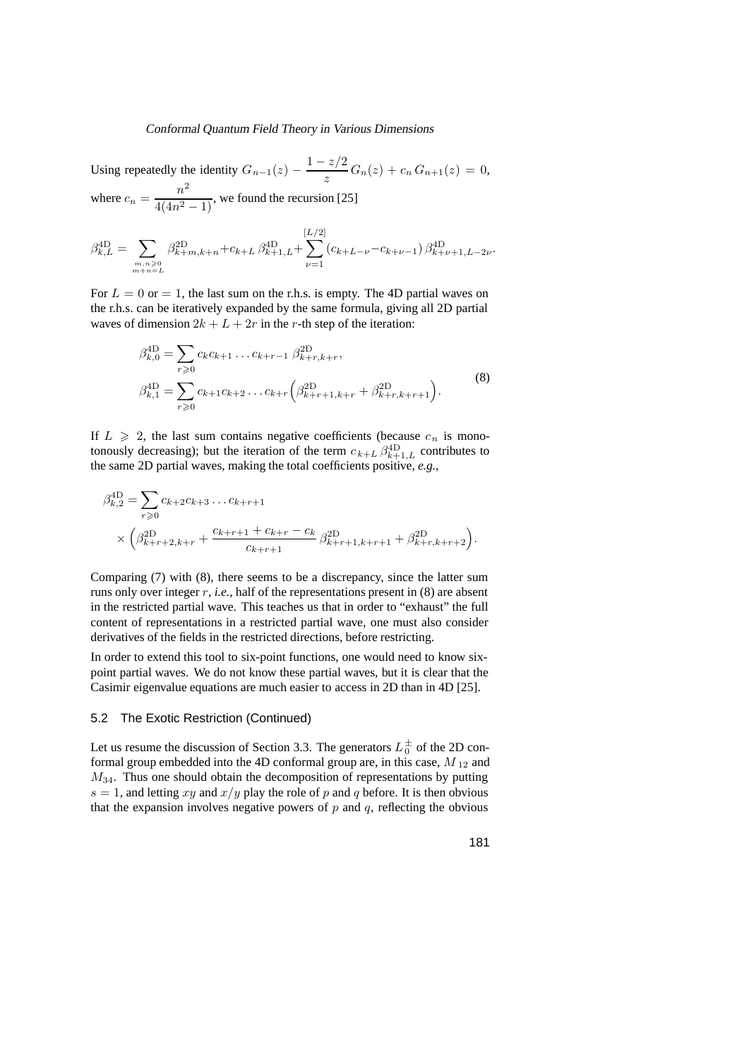Using repeatedly the identity $G_{n-1}(z) - \frac{1-z/2}{z} G_n(z) + c_n G_{n+1}(z) = 0$, where $c_n = \frac{n^2}{4(4n^2-1)}$, we found the recursion [25]

$$\beta^{4D}_{k,L} = \sum_{\substack{m,n\geqslant 0\\ m+n=L}} \beta^{2D}_{k+m,k+n} + c_{k+L}\,\beta^{4D}_{k+1,L} + \sum_{\nu=1}^{[L/2]} (c_{k+L-\nu} - c_{k+\nu-1})\,\beta^{4D}_{k+\nu+1,L-2\nu}.$$

For $L = 0$ or $= 1$, the last sum on the r.h.s. is empty. The 4D partial waves on the r.h.s. can be iteratively expanded by the same formula, giving all 2D partial waves of dimension $2k + L + 2r$ in the $r$-th step of the iteration:

$$\begin{aligned}
\beta^{4D}_{k,0} &= \sum_{r\geqslant 0} c_k c_{k+1} \dots c_{k+r-1}\, \beta^{2D}_{k+r,k+r}, \\
\beta^{4D}_{k,1} &= \sum_{r\geqslant 0} c_{k+1} c_{k+2} \dots c_{k+r} \Big( \beta^{2D}_{k+r+1,k+r} + \beta^{2D}_{k+r,k+r+1} \Big).
\end{aligned} \tag{8}$$

If $L \geqslant 2$, the last sum contains negative coefficients (because $c_n$ is monotonously decreasing); but the iteration of the term $c_{k+L}\,\beta^{4D}_{k+1,L}$ contributes to the same 2D partial waves, making the total coefficients positive, *e.g.*,

$$\begin{aligned}
\beta^{4D}_{k,2} &= \sum_{r\geqslant 0} c_{k+2} c_{k+3} \dots c_{k+r+1} \\
&\quad \times \Big( \beta^{2D}_{k+r+2,k+r} + \frac{c_{k+r+1} + c_{k+r} - c_k}{c_{k+r+1}}\, \beta^{2D}_{k+r+1,k+r+1} + \beta^{2D}_{k+r,k+r+2} \Big).
\end{aligned}$$

Comparing (7) with (8), there seems to be a discrepancy, since the latter sum runs only over integer $r$, *i.e.*, half of the representations present in (8) are absent in the restricted partial wave. This teaches us that in order to "exhaust" the full content of representations in a restricted partial wave, one must also consider derivatives of the fields in the restricted directions, before restricting.

In order to extend this tool to six-point functions, one would need to know six-point partial waves. We do not know these partial waves, but it is clear that the Casimir eigenvalue equations are much easier to access in 2D than in 4D [25].

### 5.2 The Exotic Restriction (Continued)

Let us resume the discussion of Section 3.3. The generators $L_0^\pm$ of the 2D conformal group embedded into the 4D conformal group are, in this case, $M_{12}$ and $M_{34}$. Thus one should obtain the decomposition of representations by putting $s = 1$, and letting $xy$ and $x/y$ play the role of $p$ and $q$ before. It is then obvious that the expansion involves negative powers of $p$ and $q$, reflecting the obvious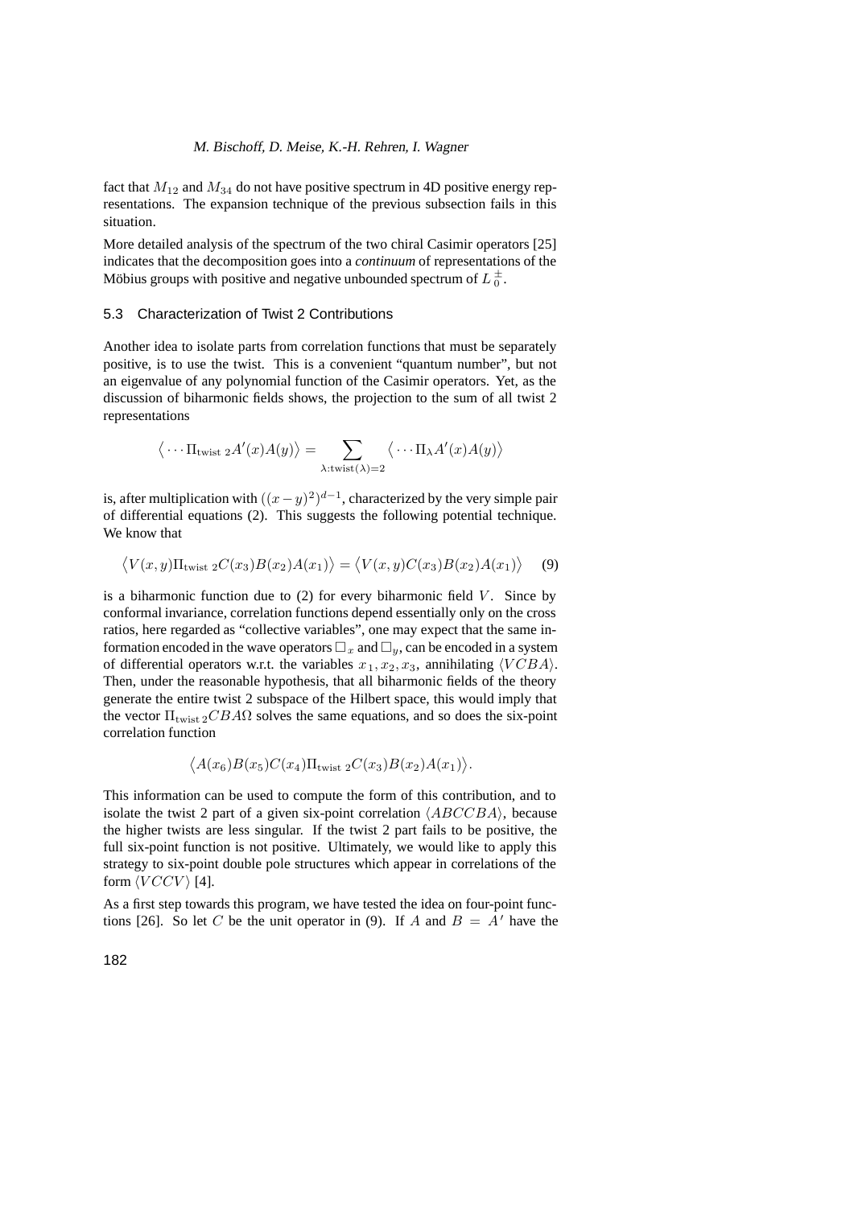fact that $M_{12}$ and $M_{34}$ do not have positive spectrum in 4D positive energy representations. The expansion technique of the previous subsection fails in this situation.

More detailed analysis of the spectrum of the two chiral Casimir operators [25] indicates that the decomposition goes into a *continuum* of representations of the Möbius groups with positive and negative unbounded spectrum of $L_0^{\pm}$.

### 5.3 Characterization of Twist 2 Contributions

Another idea to isolate parts from correlation functions that must be separately positive, is to use the twist. This is a convenient "quantum number", but not an eigenvalue of any polynomial function of the Casimir operators. Yet, as the discussion of biharmonic fields shows, the projection to the sum of all twist 2 representations

$$\big\langle \cdots \Pi_{\text{twist } 2} A'(x) A(y) \big\rangle = \sum_{\lambda:\text{twist}(\lambda)=2} \big\langle \cdots \Pi_\lambda A'(x) A(y) \big\rangle$$

is, after multiplication with $((x-y)^2)^{d-1}$, characterized by the very simple pair of differential equations (2). This suggests the following potential technique. We know that

$$\big\langle V(x,y) \Pi_{\text{twist } 2} C(x_3) B(x_2) A(x_1) \big\rangle = \big\langle V(x,y) C(x_3) B(x_2) A(x_1) \big\rangle \qquad (9)$$

is a biharmonic function due to (2) for every biharmonic field $V$. Since by conformal invariance, correlation functions depend essentially only on the cross ratios, here regarded as "collective variables", one may expect that the same information encoded in the wave operators $\Box_x$ and $\Box_y$, can be encoded in a system of differential operators w.r.t. the variables $x_1, x_2, x_3$, annihilating $\langle VCBA \rangle$. Then, under the reasonable hypothesis, that all biharmonic fields of the theory generate the entire twist 2 subspace of the Hilbert space, this would imply that the vector $\Pi_{\text{twist } 2} CBA\Omega$ solves the same equations, and so does the six-point correlation function

$$\big\langle A(x_6) B(x_5) C(x_4) \Pi_{\text{twist } 2} C(x_3) B(x_2) A(x_1) \big\rangle.$$

This information can be used to compute the form of this contribution, and to isolate the twist 2 part of a given six-point correlation $\langle ABCCBA \rangle$, because the higher twists are less singular. If the twist 2 part fails to be positive, the full six-point function is not positive. Ultimately, we would like to apply this strategy to six-point double pole structures which appear in correlations of the form $\langle VCCV \rangle$ [4].

As a first step towards this program, we have tested the idea on four-point functions [26]. So let $C$ be the unit operator in (9). If $A$ and $B = A'$ have the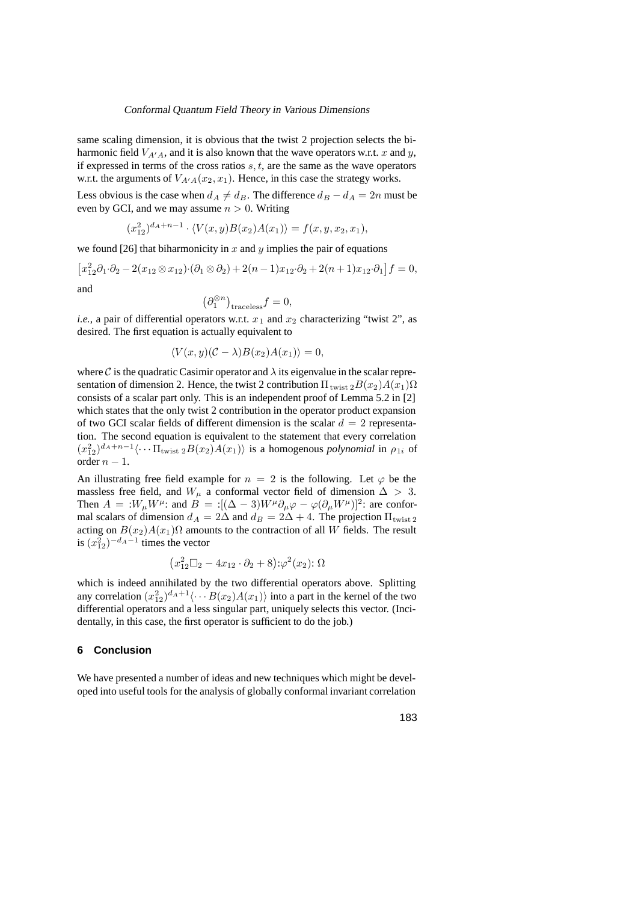same scaling dimension, it is obvious that the twist 2 projection selects the biharmonic field $V_{A'A}$, and it is also known that the wave operators w.r.t. $x$ and $y$, if expressed in terms of the cross ratios $s, t$, are the same as the wave operators w.r.t. the arguments of $V_{A'A}(x_2, x_1)$. Hence, in this case the strategy works.

Less obvious is the case when $d_A \neq d_B$. The difference $d_B - d_A = 2n$ must be even by GCI, and we may assume $n > 0$. Writing

$$(x_{12}^2)^{d_A+n-1} \cdot \langle V(x,y)B(x_2)A(x_1)\rangle = f(x,y,x_2,x_1),$$

we found [26] that biharmonicity in $x$ and $y$ implies the pair of equations

$$\left[x_{12}^2\partial_1\cdot\partial_2 - 2(x_{12}\otimes x_{12})\cdot(\partial_1\otimes\partial_2) + 2(n-1)x_{12}\cdot\partial_2 + 2(n+1)x_{12}\cdot\partial_1\right]f = 0,$$

and

$$\left(\partial_1^{\otimes n}\right)_{\text{traceless}} f = 0,$$

*i.e.*, a pair of differential operators w.r.t. $x_1$ and $x_2$ characterizing "twist 2", as desired. The first equation is actually equivalent to

$$\langle V(x,y)(\mathcal{C}-\lambda)B(x_2)A(x_1)\rangle = 0,$$

where $\mathcal{C}$ is the quadratic Casimir operator and $\lambda$ its eigenvalue in the scalar representation of dimension 2. Hence, the twist 2 contribution $\Pi_{\text{twist }2}B(x_2)A(x_1)\Omega$ consists of a scalar part only. This is an independent proof of Lemma 5.2 in [2] which states that the only twist 2 contribution in the operator product expansion of two GCI scalar fields of different dimension is the scalar $d = 2$ representation. The second equation is equivalent to the statement that every correlation $(x_{12}^2)^{d_A+n-1}\langle\cdots\Pi_{\text{twist }2}B(x_2)A(x_1)\rangle$ is a homogenous *polynomial* in $\rho_{1i}$ of order $n-1$.

An illustrating free field example for $n = 2$ is the following. Let $\varphi$ be the massless free field, and $W_\mu$ a conformal vector field of dimension $\Delta > 3$. Then $A = {:}W_\mu W^\mu{:}$ and $B = {:}[(\Delta-3)W^\mu\partial_\mu\varphi - \varphi(\partial_\mu W^\mu)]^2{:}$ are conformal scalars of dimension $d_A = 2\Delta$ and $d_B = 2\Delta + 4$. The projection $\Pi_{\text{twist }2}$ acting on $B(x_2)A(x_1)\Omega$ amounts to the contraction of all $W$ fields. The result is $(x_{12}^2)^{-d_A-1}$ times the vector

$$\left(x_{12}^2\Box_2 - 4x_{12}\cdot\partial_2 + 8\right){:}\varphi^2(x_2){:}\,\Omega$$

which is indeed annihilated by the two differential operators above. Splitting any correlation $(x_{12}^2)^{d_A+1}\langle\cdots B(x_2)A(x_1)\rangle$ into a part in the kernel of the two differential operators and a less singular part, uniquely selects this vector. (Incidentally, in this case, the first operator is sufficient to do the job.)

## 6 Conclusion

We have presented a number of ideas and new techniques which might be developed into useful tools for the analysis of globally conformal invariant correlation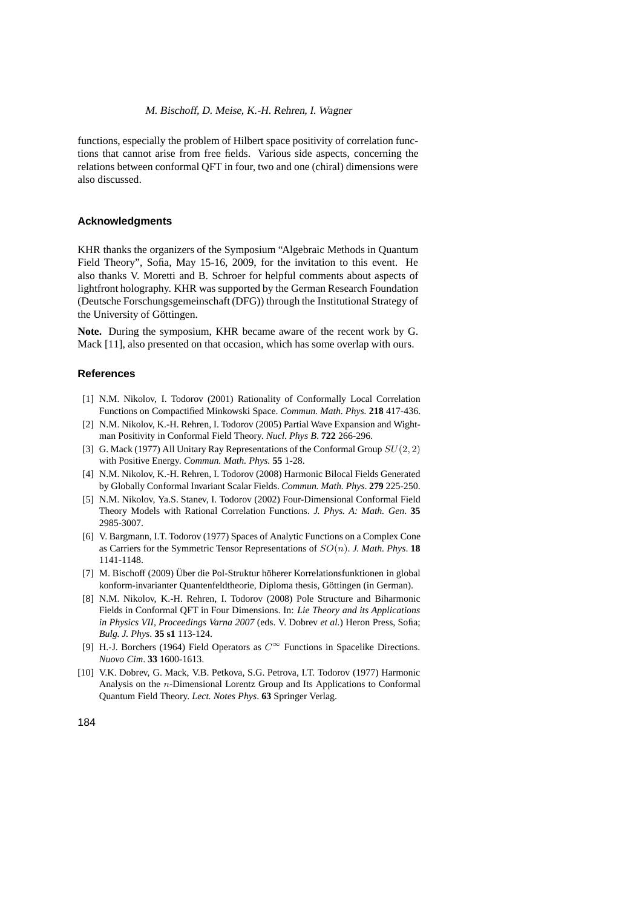functions, especially the problem of Hilbert space positivity of correlation functions that cannot arise from free fields. Various side aspects, concerning the relations between conformal QFT in four, two and one (chiral) dimensions were also discussed.

## Acknowledgments

KHR thanks the organizers of the Symposium "Algebraic Methods in Quantum Field Theory", Sofia, May 15-16, 2009, for the invitation to this event. He also thanks V. Moretti and B. Schroer for helpful comments about aspects of lightfront holography. KHR was supported by the German Research Foundation (Deutsche Forschungsgemeinschaft (DFG)) through the Institutional Strategy of the University of Göttingen.

**Note.** During the symposium, KHR became aware of the recent work by G. Mack [11], also presented on that occasion, which has some overlap with ours.

## References

[1] N.M. Nikolov, I. Todorov (2001) Rationality of Conformally Local Correlation Functions on Compactified Minkowski Space. *Commun. Math. Phys.* **218** 417-436.

[2] N.M. Nikolov, K.-H. Rehren, I. Todorov (2005) Partial Wave Expansion and Wightman Positivity in Conformal Field Theory. *Nucl. Phys B.* **722** 266-296.

[3] G. Mack (1977) All Unitary Ray Representations of the Conformal Group $SU(2,2)$ with Positive Energy. *Commun. Math. Phys.* **55** 1-28.

[4] N.M. Nikolov, K.-H. Rehren, I. Todorov (2008) Harmonic Bilocal Fields Generated by Globally Conformal Invariant Scalar Fields. *Commun. Math. Phys.* **279** 225-250.

[5] N.M. Nikolov, Ya.S. Stanev, I. Todorov (2002) Four-Dimensional Conformal Field Theory Models with Rational Correlation Functions. *J. Phys. A: Math. Gen.* **35** 2985-3007.

[6] V. Bargmann, I.T. Todorov (1977) Spaces of Analytic Functions on a Complex Cone as Carriers for the Symmetric Tensor Representations of $SO(n)$. *J. Math. Phys.* **18** 1141-1148.

[7] M. Bischoff (2009) Über die Pol-Struktur höherer Korrelationsfunktionen in global konform-invarianter Quantenfeldtheorie, Diploma thesis, Göttingen (in German).

[8] N.M. Nikolov, K.-H. Rehren, I. Todorov (2008) Pole Structure and Biharmonic Fields in Conformal QFT in Four Dimensions. In: *Lie Theory and its Applications in Physics VII, Proceedings Varna 2007* (eds. V. Dobrev *et al.*) Heron Press, Sofia; *Bulg. J. Phys.* **35 s1** 113-124.

[9] H.-J. Borchers (1964) Field Operators as $C^{\infty}$ Functions in Spacelike Directions. *Nuovo Cim.* **33** 1600-1613.

[10] V.K. Dobrev, G. Mack, V.B. Petkova, S.G. Petrova, I.T. Todorov (1977) Harmonic Analysis on the $n$-Dimensional Lorentz Group and Its Applications to Conformal Quantum Field Theory. *Lect. Notes Phys.* **63** Springer Verlag.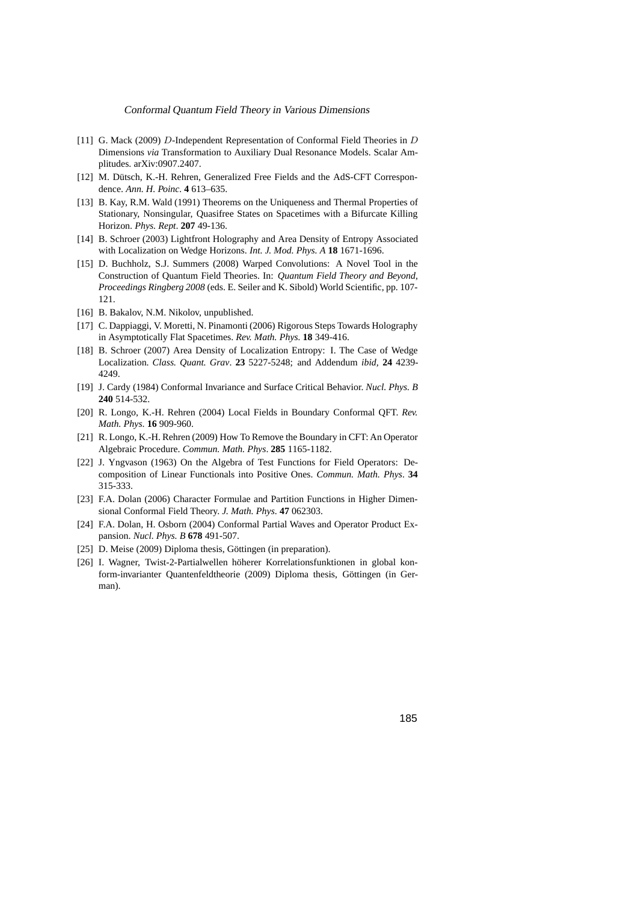[11] G. Mack (2009) $D$-Independent Representation of Conformal Field Theories in $D$ Dimensions *via* Transformation to Auxiliary Dual Resonance Models. Scalar Amplitudes. arXiv:0907.2407.

[12] M. Dütsch, K.-H. Rehren, Generalized Free Fields and the AdS-CFT Correspondence. *Ann. H. Poinc.* **4** 613–635.

[13] B. Kay, R.M. Wald (1991) Theorems on the Uniqueness and Thermal Properties of Stationary, Nonsingular, Quasifree States on Spacetimes with a Bifurcate Killing Horizon. *Phys. Rept*. **207** 49-136.

[14] B. Schroer (2003) Lightfront Holography and Area Density of Entropy Associated with Localization on Wedge Horizons. *Int. J. Mod. Phys. A* **18** 1671-1696.

[15] D. Buchholz, S.J. Summers (2008) Warped Convolutions: A Novel Tool in the Construction of Quantum Field Theories. In: *Quantum Field Theory and Beyond, Proceedings Ringberg 2008* (eds. E. Seiler and K. Sibold) World Scientific, pp. 107-121.

[16] B. Bakalov, N.M. Nikolov, unpublished.

[17] C. Dappiaggi, V. Moretti, N. Pinamonti (2006) Rigorous Steps Towards Holography in Asymptotically Flat Spacetimes. *Rev. Math. Phys.* **18** 349-416.

[18] B. Schroer (2007) Area Density of Localization Entropy: I. The Case of Wedge Localization. *Class. Quant. Grav*. **23** 5227-5248; and Addendum *ibid,* **24** 4239-4249.

[19] J. Cardy (1984) Conformal Invariance and Surface Critical Behavior. *Nucl. Phys. B* **240** 514-532.

[20] R. Longo, K.-H. Rehren (2004) Local Fields in Boundary Conformal QFT. *Rev. Math. Phys*. **16** 909-960.

[21] R. Longo, K.-H. Rehren (2009) How To Remove the Boundary in CFT: An Operator Algebraic Procedure. *Commun. Math. Phys*. **285** 1165-1182.

[22] J. Yngvason (1963) On the Algebra of Test Functions for Field Operators: Decomposition of Linear Functionals into Positive Ones. *Commun. Math. Phys*. **34** 315-333.

[23] F.A. Dolan (2006) Character Formulae and Partition Functions in Higher Dimensional Conformal Field Theory. *J. Math. Phys*. **47** 062303.

[24] F.A. Dolan, H. Osborn (2004) Conformal Partial Waves and Operator Product Expansion. *Nucl. Phys. B* **678** 491-507.

[25] D. Meise (2009) Diploma thesis, Göttingen (in preparation).

[26] I. Wagner, Twist-2-Partialwellen höherer Korrelationsfunktionen in global konform-invarianter Quantenfeldtheorie (2009) Diploma thesis, Göttingen (in German).